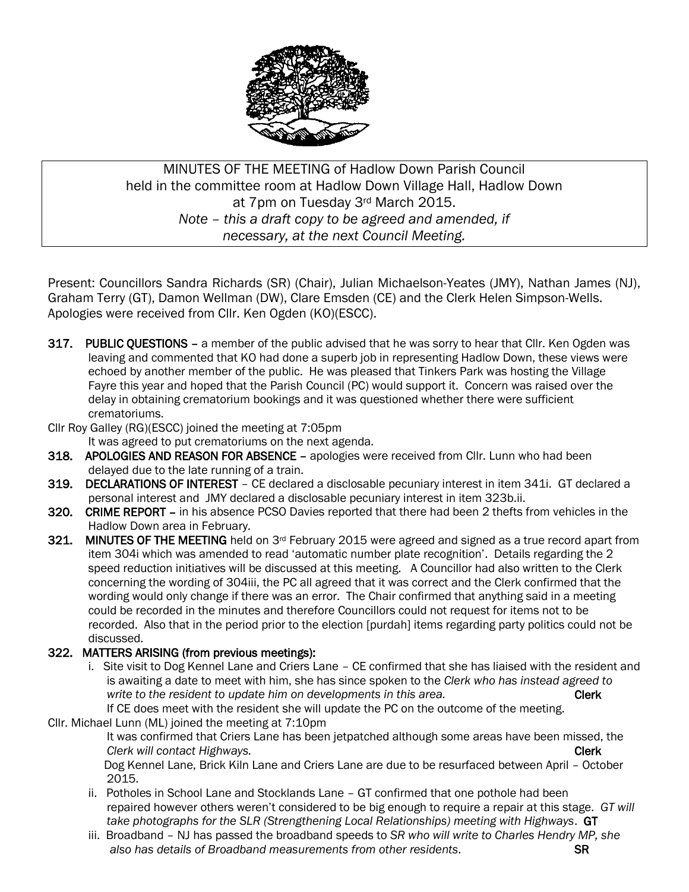MINUTES OF THE MEETING of Hadlow Down Parish Council held in the committee room at Hadlow Down Village Hall, Hadlow Down at 7pm on Tuesday 3rd March 2015.
*Note – this a draft copy to be agreed and amended, if necessary, at the next Council Meeting.*

Present: Councillors Sandra Richards (SR) (Chair), Julian Michaelson-Yeates (JMY), Nathan James (NJ), Graham Terry (GT), Damon Wellman (DW), Clare Emsden (CE) and the Clerk Helen Simpson-Wells. Apologies were received from Cllr. Ken Ogden (KO)(ESCC).

**317. PUBLIC QUESTIONS** – a member of the public advised that he was sorry to hear that Cllr. Ken Ogden was leaving and commented that KO had done a superb job in representing Hadlow Down, these views were echoed by another member of the public. He was pleased that Tinkers Park was hosting the Village Fayre this year and hoped that the Parish Council (PC) would support it. Concern was raised over the delay in obtaining crematorium bookings and it was questioned whether there were sufficient crematoriums.

Cllr Roy Galley (RG)(ESCC) joined the meeting at 7:05pm

It was agreed to put crematoriums on the next agenda.

**318. APOLOGIES AND REASON FOR ABSENCE** – apologies were received from Cllr. Lunn who had been delayed due to the late running of a train.

**319. DECLARATIONS OF INTEREST** – CE declared a disclosable pecuniary interest in item 341i. GT declared a personal interest and JMY declared a disclosable pecuniary interest in item 323b.ii.

**320. CRIME REPORT** – in his absence PCSO Davies reported that there had been 2 thefts from vehicles in the Hadlow Down area in February.

**321. MINUTES OF THE MEETING** held on 3rd February 2015 were agreed and signed as a true record apart from item 304i which was amended to read 'automatic number plate recognition'. Details regarding the 2 speed reduction initiatives will be discussed at this meeting. A Councillor had also written to the Clerk concerning the wording of 304iii, the PC all agreed that it was correct and the Clerk confirmed that the wording would only change if there was an error. The Chair confirmed that anything said in a meeting could be recorded in the minutes and therefore Councillors could not request for items not to be recorded. Also that in the period prior to the election [purdah] items regarding party politics could not be discussed.

**322. MATTERS ARISING (from previous meetings):**

i. Site visit to Dog Kennel Lane and Criers Lane – CE confirmed that she has liaised with the resident and is awaiting a date to meet with him, she has since spoken to the *Clerk who has instead agreed to write to the resident to update him on developments in this area.* **Clerk**

If CE does meet with the resident she will update the PC on the outcome of the meeting.

Cllr. Michael Lunn (ML) joined the meeting at 7:10pm

It was confirmed that Criers Lane has been jetpatched although some areas have been missed, the *Clerk will contact Highways.* **Clerk**

Dog Kennel Lane, Brick Kiln Lane and Criers Lane are due to be resurfaced between April – October 2015.

ii. Potholes in School Lane and Stocklands Lane – GT confirmed that one pothole had been repaired however others weren't considered to be big enough to require a repair at this stage. *GT will take photographs for the SLR (Strengthening Local Relationships) meeting with Highways*. **GT**

iii. Broadband – NJ has passed the broadband speeds to *SR who will write to Charles Hendry MP, she also has details of Broadband measurements from other residents*. **SR**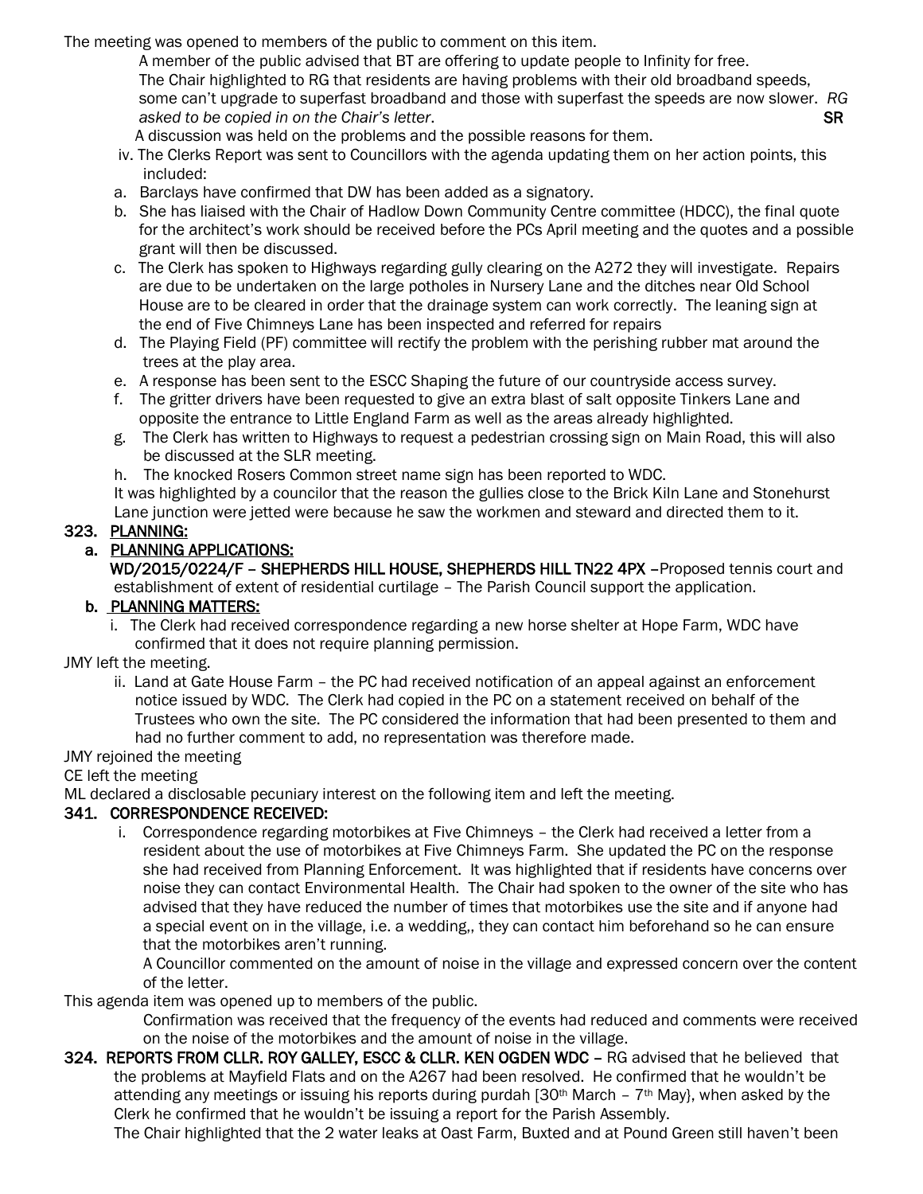The meeting was opened to members of the public to comment on this item.

A member of the public advised that BT are offering to update people to Infinity for free.
The Chair highlighted to RG that residents are having problems with their old broadband speeds, some can't upgrade to superfast broadband and those with superfast the speeds are now slower. *RG asked to be copied in on the Chair's letter*. **SR**

A discussion was held on the problems and the possible reasons for them.

iv. The Clerks Report was sent to Councillors with the agenda updating them on her action points, this included:

a. Barclays have confirmed that DW has been added as a signatory.
b. She has liaised with the Chair of Hadlow Down Community Centre committee (HDCC), the final quote for the architect's work should be received before the PCs April meeting and the quotes and a possible grant will then be discussed.
c. The Clerk has spoken to Highways regarding gully clearing on the A272 they will investigate. Repairs are due to be undertaken on the large potholes in Nursery Lane and the ditches near Old School House are to be cleared in order that the drainage system can work correctly. The leaning sign at the end of Five Chimneys Lane has been inspected and referred for repairs
d. The Playing Field (PF) committee will rectify the problem with the perishing rubber mat around the trees at the play area.
e. A response has been sent to the ESCC Shaping the future of our countryside access survey.
f. The gritter drivers have been requested to give an extra blast of salt opposite Tinkers Lane and opposite the entrance to Little England Farm as well as the areas already highlighted.
g. The Clerk has written to Highways to request a pedestrian crossing sign on Main Road, this will also be discussed at the SLR meeting.
h. The knocked Rosers Common street name sign has been reported to WDC.

It was highlighted by a councilor that the reason the gullies close to the Brick Kiln Lane and Stonehurst Lane junction were jetted were because he saw the workmen and steward and directed them to it.

## 323. PLANNING:

### a. PLANNING APPLICATIONS:

**WD/2015/0224/F – SHEPHERDS HILL HOUSE, SHEPHERDS HILL TN22 4PX** –Proposed tennis court and establishment of extent of residential curtilage – The Parish Council support the application.

### b. PLANNING MATTERS:

i. The Clerk had received correspondence regarding a new horse shelter at Hope Farm, WDC have confirmed that it does not require planning permission.

JMY left the meeting.

ii. Land at Gate House Farm – the PC had received notification of an appeal against an enforcement notice issued by WDC. The Clerk had copied in the PC on a statement received on behalf of the Trustees who own the site. The PC considered the information that had been presented to them and had no further comment to add, no representation was therefore made.

JMY rejoined the meeting

CE left the meeting

ML declared a disclosable pecuniary interest on the following item and left the meeting.

## 341. CORRESPONDENCE RECEIVED:

i. Correspondence regarding motorbikes at Five Chimneys – the Clerk had received a letter from a resident about the use of motorbikes at Five Chimneys Farm. She updated the PC on the response she had received from Planning Enforcement. It was highlighted that if residents have concerns over noise they can contact Environmental Health. The Chair had spoken to the owner of the site who has advised that they have reduced the number of times that motorbikes use the site and if anyone had a special event on in the village, i.e. a wedding,, they can contact him beforehand so he can ensure that the motorbikes aren't running.

A Councillor commented on the amount of noise in the village and expressed concern over the content of the letter.

This agenda item was opened up to members of the public.

Confirmation was received that the frequency of the events had reduced and comments were received on the noise of the motorbikes and the amount of noise in the village.

**324. REPORTS FROM CLLR. ROY GALLEY, ESCC & CLLR. KEN OGDEN WDC** – RG advised that he believed that the problems at Mayfield Flats and on the A267 had been resolved. He confirmed that he wouldn't be attending any meetings or issuing his reports during purdah [30th March – 7th May}, when asked by the Clerk he confirmed that he wouldn't be issuing a report for the Parish Assembly.

The Chair highlighted that the 2 water leaks at Oast Farm, Buxted and at Pound Green still haven't been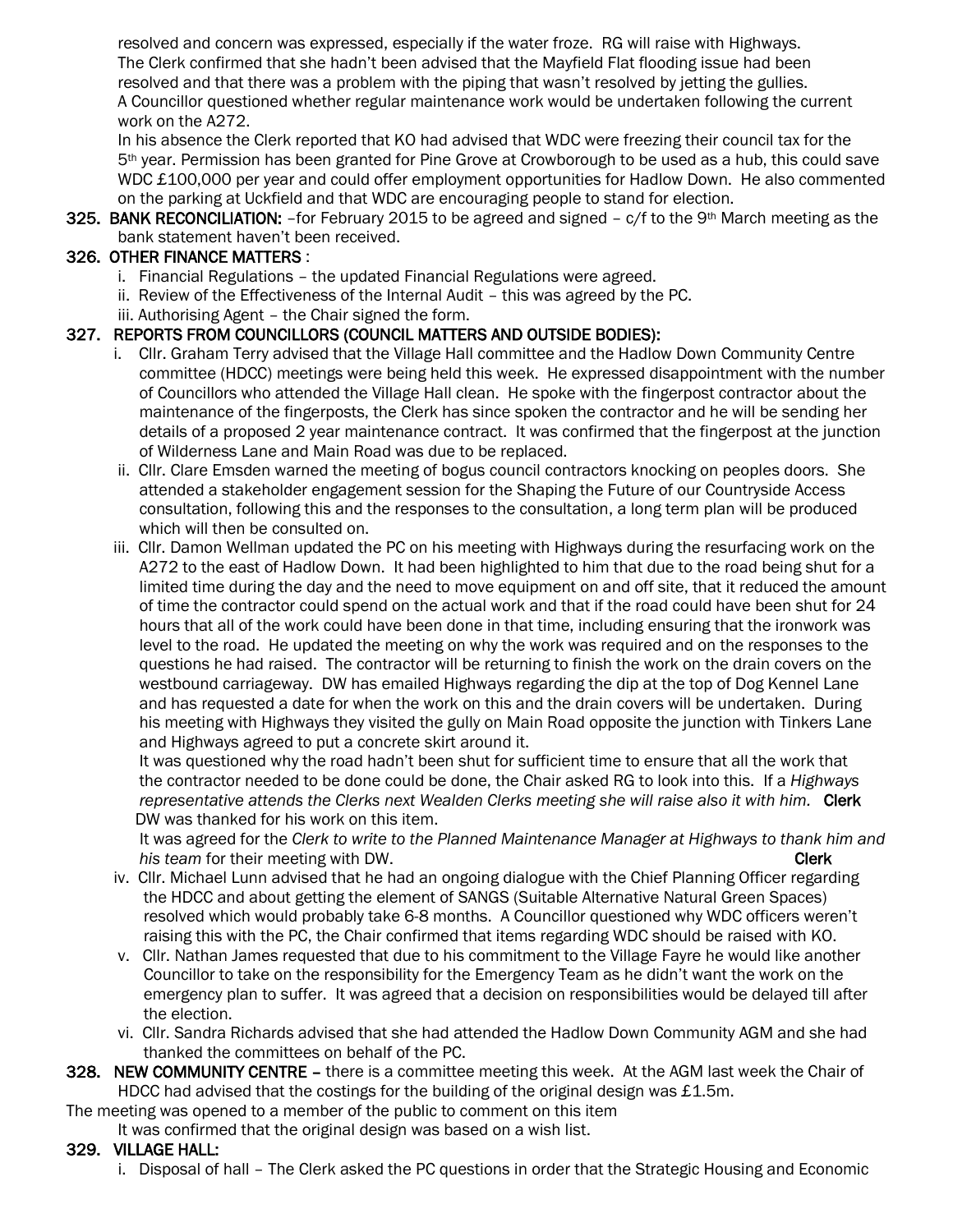resolved and concern was expressed, especially if the water froze. RG will raise with Highways.
The Clerk confirmed that she hadn't been advised that the Mayfield Flat flooding issue had been resolved and that there was a problem with the piping that wasn't resolved by jetting the gullies.
A Councillor questioned whether regular maintenance work would be undertaken following the current work on the A272.
In his absence the Clerk reported that KO had advised that WDC were freezing their council tax for the 5th year. Permission has been granted for Pine Grove at Crowborough to be used as a hub, this could save WDC £100,000 per year and could offer employment opportunities for Hadlow Down. He also commented on the parking at Uckfield and that WDC are encouraging people to stand for election.

**325. BANK RECONCILIATION:** –for February 2015 to be agreed and signed – c/f to the 9th March meeting as the bank statement haven't been received.

**326. OTHER FINANCE MATTERS** :

i. Financial Regulations – the updated Financial Regulations were agreed.
ii. Review of the Effectiveness of the Internal Audit – this was agreed by the PC.
iii. Authorising Agent – the Chair signed the form.

**327. REPORTS FROM COUNCILLORS (COUNCIL MATTERS AND OUTSIDE BODIES):**

i. Cllr. Graham Terry advised that the Village Hall committee and the Hadlow Down Community Centre committee (HDCC) meetings were being held this week. He expressed disappointment with the number of Councillors who attended the Village Hall clean. He spoke with the fingerpost contractor about the maintenance of the fingerposts, the Clerk has since spoken the contractor and he will be sending her details of a proposed 2 year maintenance contract. It was confirmed that the fingerpost at the junction of Wilderness Lane and Main Road was due to be replaced.

ii. Cllr. Clare Emsden warned the meeting of bogus council contractors knocking on peoples doors. She attended a stakeholder engagement session for the Shaping the Future of our Countryside Access consultation, following this and the responses to the consultation, a long term plan will be produced which will then be consulted on.

iii. Cllr. Damon Wellman updated the PC on his meeting with Highways during the resurfacing work on the A272 to the east of Hadlow Down. It had been highlighted to him that due to the road being shut for a limited time during the day and the need to move equipment on and off site, that it reduced the amount of time the contractor could spend on the actual work and that if the road could have been shut for 24 hours that all of the work could have been done in that time, including ensuring that the ironwork was level to the road. He updated the meeting on why the work was required and on the responses to the questions he had raised. The contractor will be returning to finish the work on the drain covers on the westbound carriageway. DW has emailed Highways regarding the dip at the top of Dog Kennel Lane and has requested a date for when the work on this and the drain covers will be undertaken. During his meeting with Highways they visited the gully on Main Road opposite the junction with Tinkers Lane and Highways agreed to put a concrete skirt around it.

It was questioned why the road hadn't been shut for sufficient time to ensure that all the work that the contractor needed to be done could be done, the Chair asked RG to look into this. If a *Highways representative attends the Clerks next Wealden Clerks meeting she will raise also it with him.* **Clerk**
DW was thanked for his work on this item.

It was agreed for the *Clerk to write to the Planned Maintenance Manager at Highways to thank him and his team* for their meeting with DW. **Clerk**

iv. Cllr. Michael Lunn advised that he had an ongoing dialogue with the Chief Planning Officer regarding the HDCC and about getting the element of SANGS (Suitable Alternative Natural Green Spaces) resolved which would probably take 6-8 months. A Councillor questioned why WDC officers weren't raising this with the PC, the Chair confirmed that items regarding WDC should be raised with KO.

v. Cllr. Nathan James requested that due to his commitment to the Village Fayre he would like another Councillor to take on the responsibility for the Emergency Team as he didn't want the work on the emergency plan to suffer. It was agreed that a decision on responsibilities would be delayed till after the election.

vi. Cllr. Sandra Richards advised that she had attended the Hadlow Down Community AGM and she had thanked the committees on behalf of the PC.

**328. NEW COMMUNITY CENTRE –** there is a committee meeting this week. At the AGM last week the Chair of HDCC had advised that the costings for the building of the original design was £1.5m.

The meeting was opened to a member of the public to comment on this item

It was confirmed that the original design was based on a wish list.

**329. VILLAGE HALL:**

i. Disposal of hall – The Clerk asked the PC questions in order that the Strategic Housing and Economic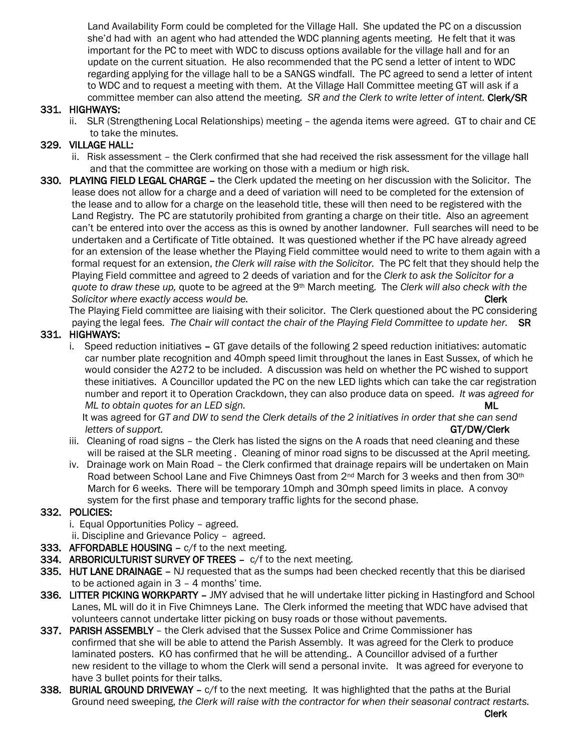Land Availability Form could be completed for the Village Hall. She updated the PC on a discussion she'd had with an agent who had attended the WDC planning agents meeting. He felt that it was important for the PC to meet with WDC to discuss options available for the village hall and for an update on the current situation. He also recommended that the PC send a letter of intent to WDC regarding applying for the village hall to be a SANGS windfall. The PC agreed to send a letter of intent to WDC and to request a meeting with them. At the Village Hall Committee meeting GT will ask if a committee member can also attend the meeting. *SR and the Clerk to write letter of intent.* **Clerk/SR**

**331. HIGHWAYS:**

ii. SLR (Strengthening Local Relationships) meeting – the agenda items were agreed. GT to chair and CE to take the minutes.

**329. VILLAGE HALL:**

ii. Risk assessment – the Clerk confirmed that she had received the risk assessment for the village hall and that the committee are working on those with a medium or high risk.

**330. PLAYING FIELD LEGAL CHARGE –** the Clerk updated the meeting on her discussion with the Solicitor. The lease does not allow for a charge and a deed of variation will need to be completed for the extension of the lease and to allow for a charge on the leasehold title, these will then need to be registered with the Land Registry. The PC are statutorily prohibited from granting a charge on their title. Also an agreement can't be entered into over the access as this is owned by another landowner. Full searches will need to be undertaken and a Certificate of Title obtained. It was questioned whether if the PC have already agreed for an extension of the lease whether the Playing Field committee would need to write to them again with a formal request for an extension, *the Clerk will raise with the Solicitor.* The PC felt that they should help the Playing Field committee and agreed to 2 deeds of variation and for the *Clerk to ask the Solicitor for a quote to draw these up,* quote to be agreed at the 9th March meeting. The *Clerk will also check with the Solicitor where exactly access would be.* **Clerk**

The Playing Field committee are liaising with their solicitor. The Clerk questioned about the PC considering paying the legal fees. *The Chair will contact the chair of the Playing Field Committee to update her.* **SR**

**331. HIGHWAYS:**

i. Speed reduction initiatives **–** GT gave details of the following 2 speed reduction initiatives: automatic car number plate recognition and 40mph speed limit throughout the lanes in East Sussex, of which he would consider the A272 to be included. A discussion was held on whether the PC wished to support these initiatives. A Councillor updated the PC on the new LED lights which can take the car registration number and report it to Operation Crackdown, they can also produce data on speed. *It was agreed for ML to obtain quotes for an LED sign.* **ML**

It was agreed for *GT and DW to send the Clerk details of the 2 initiatives in order that she can send letters of support.* **GT/DW/Clerk**

iii. Cleaning of road signs – the Clerk has listed the signs on the A roads that need cleaning and these will be raised at the SLR meeting . Cleaning of minor road signs to be discussed at the April meeting.

iv. Drainage work on Main Road – the Clerk confirmed that drainage repairs will be undertaken on Main Road between School Lane and Five Chimneys Oast from 2nd March for 3 weeks and then from 30th March for 6 weeks. There will be temporary 10mph and 30mph speed limits in place. A convoy system for the first phase and temporary traffic lights for the second phase.

**332. POLICIES:**

i. Equal Opportunities Policy – agreed.

ii. Discipline and Grievance Policy – agreed.

**333. AFFORDABLE HOUSING –** c/f to the next meeting.

**334. ARBORICULTURIST SURVEY OF TREES –** c/f to the next meeting.

**335. HUT LANE DRAINAGE –** NJ requested that as the sumps had been checked recently that this be diarised to be actioned again in 3 – 4 months' time.

**336. LITTER PICKING WORKPARTY –** JMY advised that he will undertake litter picking in Hastingford and School Lanes, ML will do it in Five Chimneys Lane. The Clerk informed the meeting that WDC have advised that volunteers cannot undertake litter picking on busy roads or those without pavements.

**337. PARISH ASSEMBLY** – the Clerk advised that the Sussex Police and Crime Commissioner has confirmed that she will be able to attend the Parish Assembly. It was agreed for the Clerk to produce laminated posters. KO has confirmed that he will be attending.. A Councillor advised of a further new resident to the village to whom the Clerk will send a personal invite. It was agreed for everyone to have 3 bullet points for their talks.

**338. BURIAL GROUND DRIVEWAY –** c/f to the next meeting. It was highlighted that the paths at the Burial Ground need sweeping, *the Clerk will raise with the contractor for when their seasonal contract restarts.* **Clerk**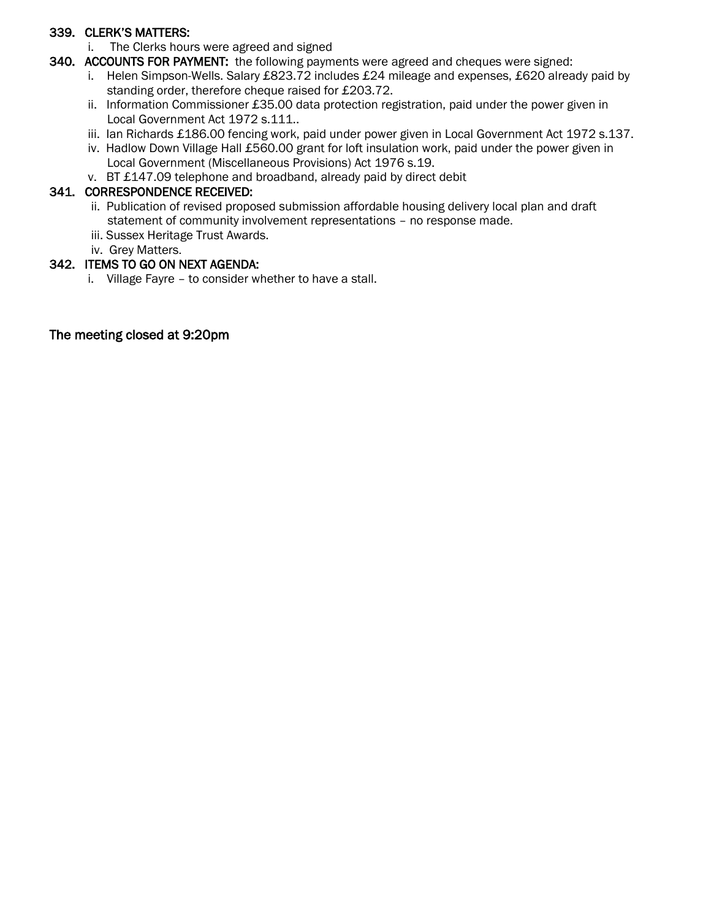**339. CLERK'S MATTERS:**

i. The Clerks hours were agreed and signed

**340. ACCOUNTS FOR PAYMENT:** the following payments were agreed and cheques were signed:

i. Helen Simpson-Wells. Salary £823.72 includes £24 mileage and expenses, £620 already paid by standing order, therefore cheque raised for £203.72.
ii. Information Commissioner £35.00 data protection registration, paid under the power given in Local Government Act 1972 s.111..
iii. Ian Richards £186.00 fencing work, paid under power given in Local Government Act 1972 s.137.
iv. Hadlow Down Village Hall £560.00 grant for loft insulation work, paid under the power given in Local Government (Miscellaneous Provisions) Act 1976 s.19.
v. BT £147.09 telephone and broadband, already paid by direct debit

**341. CORRESPONDENCE RECEIVED:**

ii. Publication of revised proposed submission affordable housing delivery local plan and draft statement of community involvement representations – no response made.
iii. Sussex Heritage Trust Awards.
iv. Grey Matters.

**342. ITEMS TO GO ON NEXT AGENDA:**

i. Village Fayre – to consider whether to have a stall.

The meeting closed at 9:20pm